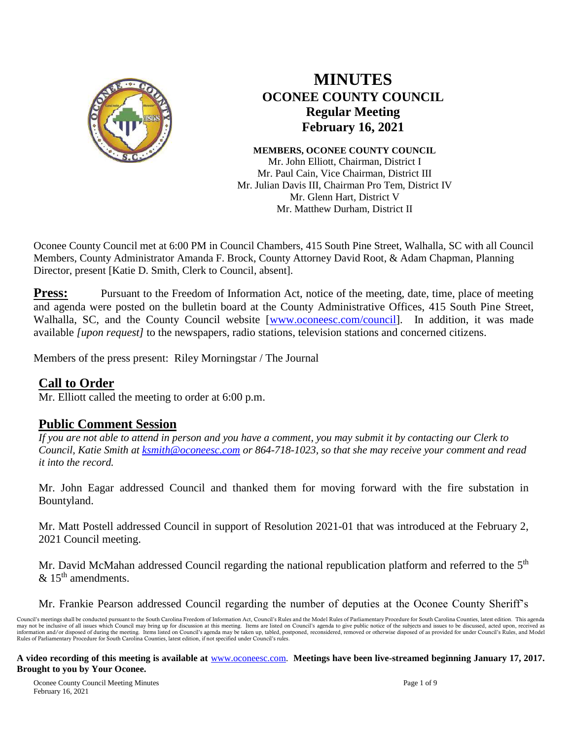# MINUTES
## OCONEE COUNTY COUNCIL
### Regular Meeting
### February 16, 2021

**MEMBERS, OCONEE COUNTY COUNCIL**
Mr. John Elliott, Chairman, District I
Mr. Paul Cain, Vice Chairman, District III
Mr. Julian Davis III, Chairman Pro Tem, District IV
Mr. Glenn Hart, District V
Mr. Matthew Durham, District II

Oconee County Council met at 6:00 PM in Council Chambers, 415 South Pine Street, Walhalla, SC with all Council Members, County Administrator Amanda F. Brock, County Attorney David Root, & Adam Chapman, Planning Director, present [Katie D. Smith, Clerk to Council, absent].

**Press:** Pursuant to the Freedom of Information Act, notice of the meeting, date, time, place of meeting and agenda were posted on the bulletin board at the County Administrative Offices, 415 South Pine Street, Walhalla, SC, and the County Council website [www.oconeesc.com/council]. In addition, it was made available *[upon request]* to the newspapers, radio stations, television stations and concerned citizens.

Members of the press present: Riley Morningstar / The Journal

## Call to Order

Mr. Elliott called the meeting to order at 6:00 p.m.

## Public Comment Session

*If you are not able to attend in person and you have a comment, you may submit it by contacting our Clerk to Council, Katie Smith at ksmith@oconeesc.com or 864-718-1023, so that she may receive your comment and read it into the record.*

Mr. John Eagar addressed Council and thanked them for moving forward with the fire substation in Bountyland.

Mr. Matt Postell addressed Council in support of Resolution 2021-01 that was introduced at the February 2, 2021 Council meeting.

Mr. David McMahan addressed Council regarding the national republication platform and referred to the 5th & 15th amendments.

Mr. Frankie Pearson addressed Council regarding the number of deputies at the Oconee County Sheriff's

Council's meetings shall be conducted pursuant to the South Carolina Freedom of Information Act, Council's Rules and the Model Rules of Parliamentary Procedure for South Carolina Counties, latest edition. This agenda may not be inclusive of all issues which Council may bring up for discussion at this meeting. Items are listed on Council's agenda to give public notice of the subjects and issues to be discussed, acted upon, received as information and/or disposed of during the meeting. Items listed on Council's agenda may be taken up, tabled, postponed, reconsidered, removed or otherwise disposed of as provided for under Council's Rules, and Model Rules of Parliamentary Procedure for South Carolina Counties, latest edition, if not specified under Council's rules.

**A video recording of this meeting is available at** www.oconeesc.com. **Meetings have been live-streamed beginning January 17, 2017. Brought to you by Your Oconee.**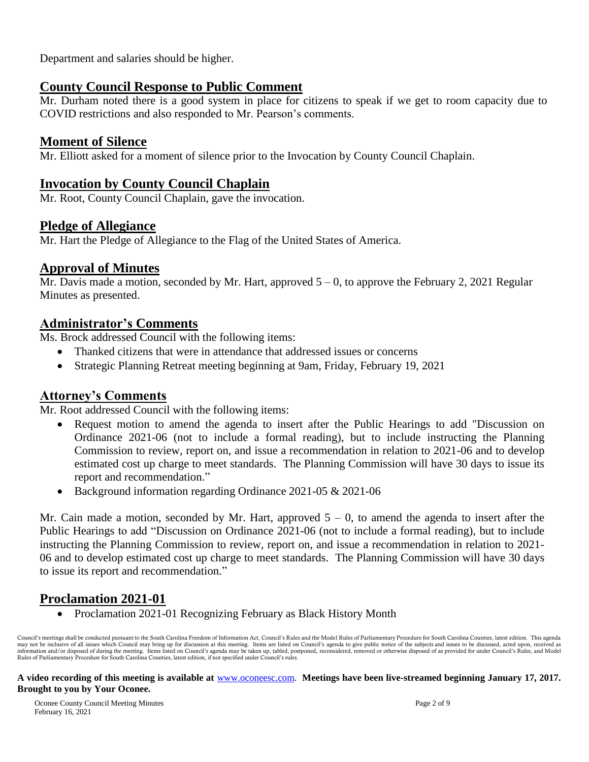Department and salaries should be higher.

## County Council Response to Public Comment

Mr. Durham noted there is a good system in place for citizens to speak if we get to room capacity due to COVID restrictions and also responded to Mr. Pearson's comments.

## Moment of Silence

Mr. Elliott asked for a moment of silence prior to the Invocation by County Council Chaplain.

## Invocation by County Council Chaplain

Mr. Root, County Council Chaplain, gave the invocation.

## Pledge of Allegiance

Mr. Hart the Pledge of Allegiance to the Flag of the United States of America.

## Approval of Minutes

Mr. Davis made a motion, seconded by Mr. Hart, approved 5 – 0, to approve the February 2, 2021 Regular Minutes as presented.

## Administrator's Comments

Ms. Brock addressed Council with the following items:

- Thanked citizens that were in attendance that addressed issues or concerns
- Strategic Planning Retreat meeting beginning at 9am, Friday, February 19, 2021

## Attorney's Comments

Mr. Root addressed Council with the following items:

- Request motion to amend the agenda to insert after the Public Hearings to add "Discussion on Ordinance 2021-06 (not to include a formal reading), but to include instructing the Planning Commission to review, report on, and issue a recommendation in relation to 2021-06 and to develop estimated cost up charge to meet standards. The Planning Commission will have 30 days to issue its report and recommendation."
- Background information regarding Ordinance 2021-05 & 2021-06

Mr. Cain made a motion, seconded by Mr. Hart, approved 5 – 0, to amend the agenda to insert after the Public Hearings to add "Discussion on Ordinance 2021-06 (not to include a formal reading), but to include instructing the Planning Commission to review, report on, and issue a recommendation in relation to 2021-06 and to develop estimated cost up charge to meet standards. The Planning Commission will have 30 days to issue its report and recommendation."

## Proclamation 2021-01

- Proclamation 2021-01 Recognizing February as Black History Month

Council's meetings shall be conducted pursuant to the South Carolina Freedom of Information Act, Council's Rules and the Model Rules of Parliamentary Procedure for South Carolina Counties, latest edition. This agenda may not be inclusive of all issues which Council may bring up for discussion at this meeting. Items are listed on Council's agenda to give public notice of the subjects and issues to be discussed, acted upon, received as information and/or disposed of during the meeting. Items listed on Council's agenda may be taken up, tabled, postponed, reconsidered, removed or otherwise disposed of as provided for under Council's Rules, and Model Rules of Parliamentary Procedure for South Carolina Counties, latest edition, if not specified under Council's rules.

**A video recording of this meeting is available at** www.oconeesc.com. **Meetings have been live-streamed beginning January 17, 2017. Brought to you by Your Oconee.**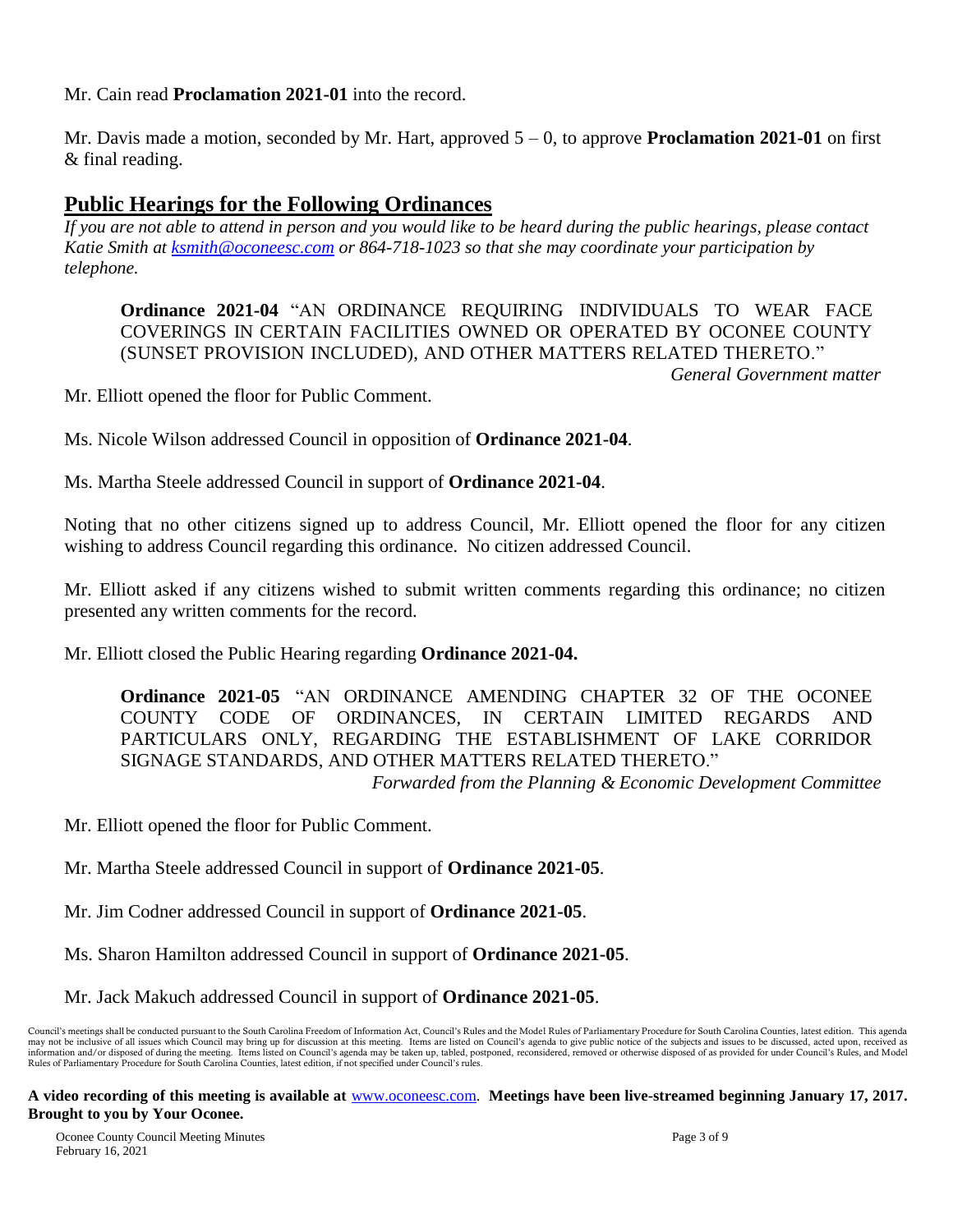Mr. Cain read **Proclamation 2021-01** into the record.

Mr. Davis made a motion, seconded by Mr. Hart, approved 5 – 0, to approve **Proclamation 2021-01** on first & final reading.

## Public Hearings for the Following Ordinances

*If you are not able to attend in person and you would like to be heard during the public hearings, please contact Katie Smith at ksmith@oconeesc.com or 864-718-1023 so that she may coordinate your participation by telephone.*

> **Ordinance 2021-04** "AN ORDINANCE REQUIRING INDIVIDUALS TO WEAR FACE COVERINGS IN CERTAIN FACILITIES OWNED OR OPERATED BY OCONEE COUNTY (SUNSET PROVISION INCLUDED), AND OTHER MATTERS RELATED THERETO."
>
> *General Government matter*

Mr. Elliott opened the floor for Public Comment.

Ms. Nicole Wilson addressed Council in opposition of **Ordinance 2021-04**.

Ms. Martha Steele addressed Council in support of **Ordinance 2021-04**.

Noting that no other citizens signed up to address Council, Mr. Elliott opened the floor for any citizen wishing to address Council regarding this ordinance. No citizen addressed Council.

Mr. Elliott asked if any citizens wished to submit written comments regarding this ordinance; no citizen presented any written comments for the record.

Mr. Elliott closed the Public Hearing regarding **Ordinance 2021-04.**

> **Ordinance 2021-05** "AN ORDINANCE AMENDING CHAPTER 32 OF THE OCONEE COUNTY CODE OF ORDINANCES, IN CERTAIN LIMITED REGARDS AND PARTICULARS ONLY, REGARDING THE ESTABLISHMENT OF LAKE CORRIDOR SIGNAGE STANDARDS, AND OTHER MATTERS RELATED THERETO."
>
> *Forwarded from the Planning & Economic Development Committee*

Mr. Elliott opened the floor for Public Comment.

Mr. Martha Steele addressed Council in support of **Ordinance 2021-05**.

Mr. Jim Codner addressed Council in support of **Ordinance 2021-05**.

Ms. Sharon Hamilton addressed Council in support of **Ordinance 2021-05**.

Mr. Jack Makuch addressed Council in support of **Ordinance 2021-05**.

Council's meetings shall be conducted pursuant to the South Carolina Freedom of Information Act, Council's Rules and the Model Rules of Parliamentary Procedure for South Carolina Counties, latest edition. This agenda may not be inclusive of all issues which Council may bring up for discussion at this meeting. Items are listed on Council's agenda to give public notice of the subjects and issues to be discussed, acted upon, received as information and/or disposed of during the meeting. Items listed on Council's agenda may be taken up, tabled, postponed, reconsidered, removed or otherwise disposed of as provided for under Council's Rules, and Model Rules of Parliamentary Procedure for South Carolina Counties, latest edition, if not specified under Council's rules.

**A video recording of this meeting is available at** www.oconeesc.com. **Meetings have been live-streamed beginning January 17, 2017. Brought to you by Your Oconee.**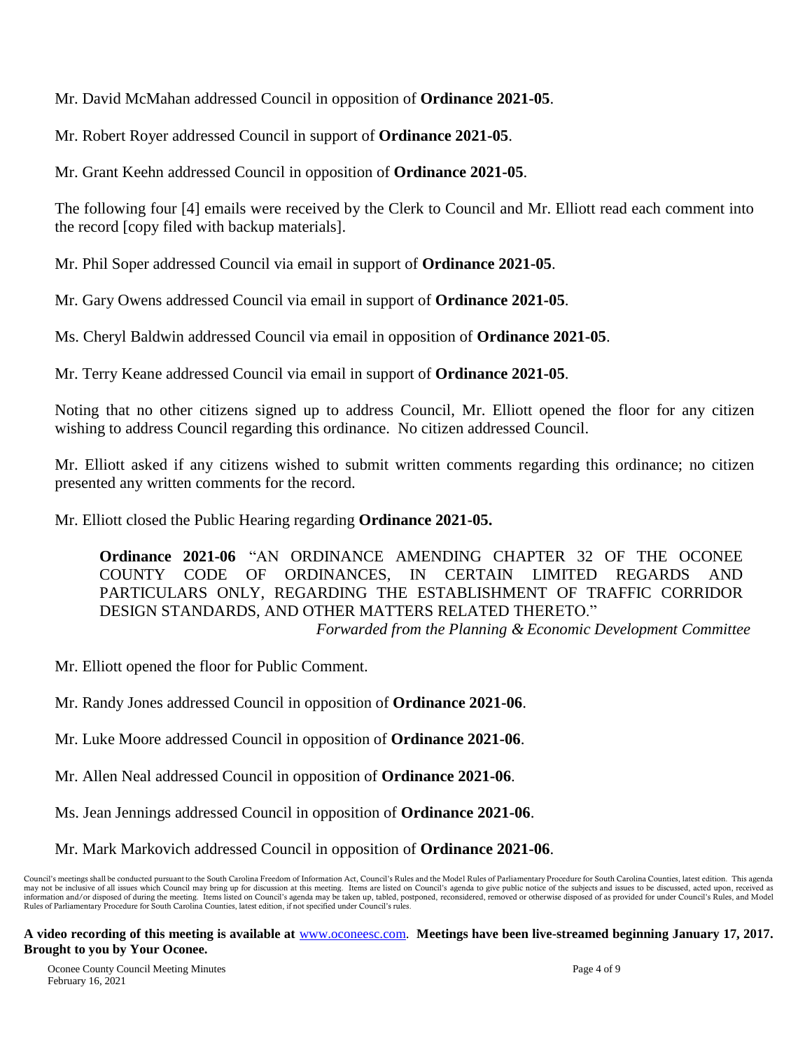Mr. David McMahan addressed Council in opposition of **Ordinance 2021-05**.

Mr. Robert Royer addressed Council in support of **Ordinance 2021-05**.

Mr. Grant Keehn addressed Council in opposition of **Ordinance 2021-05**.

The following four [4] emails were received by the Clerk to Council and Mr. Elliott read each comment into the record [copy filed with backup materials].

Mr. Phil Soper addressed Council via email in support of **Ordinance 2021-05**.

Mr. Gary Owens addressed Council via email in support of **Ordinance 2021-05**.

Ms. Cheryl Baldwin addressed Council via email in opposition of **Ordinance 2021-05**.

Mr. Terry Keane addressed Council via email in support of **Ordinance 2021-05**.

Noting that no other citizens signed up to address Council, Mr. Elliott opened the floor for any citizen wishing to address Council regarding this ordinance. No citizen addressed Council.

Mr. Elliott asked if any citizens wished to submit written comments regarding this ordinance; no citizen presented any written comments for the record.

Mr. Elliott closed the Public Hearing regarding **Ordinance 2021-05.**

> **Ordinance 2021-06** "AN ORDINANCE AMENDING CHAPTER 32 OF THE OCONEE COUNTY CODE OF ORDINANCES, IN CERTAIN LIMITED REGARDS AND PARTICULARS ONLY, REGARDING THE ESTABLISHMENT OF TRAFFIC CORRIDOR DESIGN STANDARDS, AND OTHER MATTERS RELATED THERETO."
>
> *Forwarded from the Planning & Economic Development Committee*

Mr. Elliott opened the floor for Public Comment.

Mr. Randy Jones addressed Council in opposition of **Ordinance 2021-06**.

Mr. Luke Moore addressed Council in opposition of **Ordinance 2021-06**.

Mr. Allen Neal addressed Council in opposition of **Ordinance 2021-06**.

Ms. Jean Jennings addressed Council in opposition of **Ordinance 2021-06**.

Mr. Mark Markovich addressed Council in opposition of **Ordinance 2021-06**.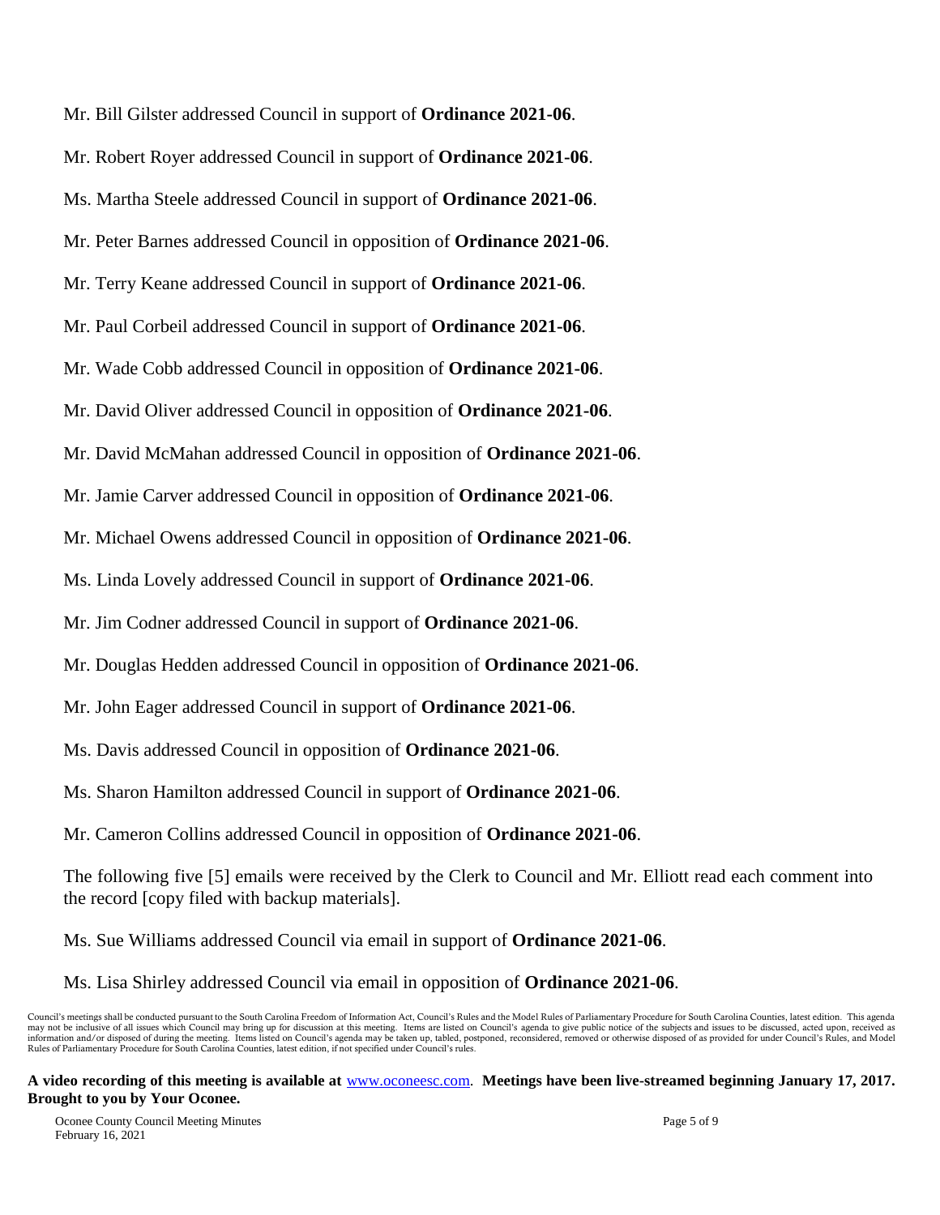Mr. Bill Gilster addressed Council in support of **Ordinance 2021-06**.

Mr. Robert Royer addressed Council in support of **Ordinance 2021-06**.

Ms. Martha Steele addressed Council in support of **Ordinance 2021-06**.

Mr. Peter Barnes addressed Council in opposition of **Ordinance 2021-06**.

Mr. Terry Keane addressed Council in support of **Ordinance 2021-06**.

Mr. Paul Corbeil addressed Council in support of **Ordinance 2021-06**.

Mr. Wade Cobb addressed Council in opposition of **Ordinance 2021-06**.

Mr. David Oliver addressed Council in opposition of **Ordinance 2021-06**.

Mr. David McMahan addressed Council in opposition of **Ordinance 2021-06**.

Mr. Jamie Carver addressed Council in opposition of **Ordinance 2021-06**.

Mr. Michael Owens addressed Council in opposition of **Ordinance 2021-06**.

Ms. Linda Lovely addressed Council in support of **Ordinance 2021-06**.

Mr. Jim Codner addressed Council in support of **Ordinance 2021-06**.

Mr. Douglas Hedden addressed Council in opposition of **Ordinance 2021-06**.

Mr. John Eager addressed Council in support of **Ordinance 2021-06**.

Ms. Davis addressed Council in opposition of **Ordinance 2021-06**.

Ms. Sharon Hamilton addressed Council in support of **Ordinance 2021-06**.

Mr. Cameron Collins addressed Council in opposition of **Ordinance 2021-06**.

The following five [5] emails were received by the Clerk to Council and Mr. Elliott read each comment into the record [copy filed with backup materials].

Ms. Sue Williams addressed Council via email in support of **Ordinance 2021-06**.

Ms. Lisa Shirley addressed Council via email in opposition of **Ordinance 2021-06**.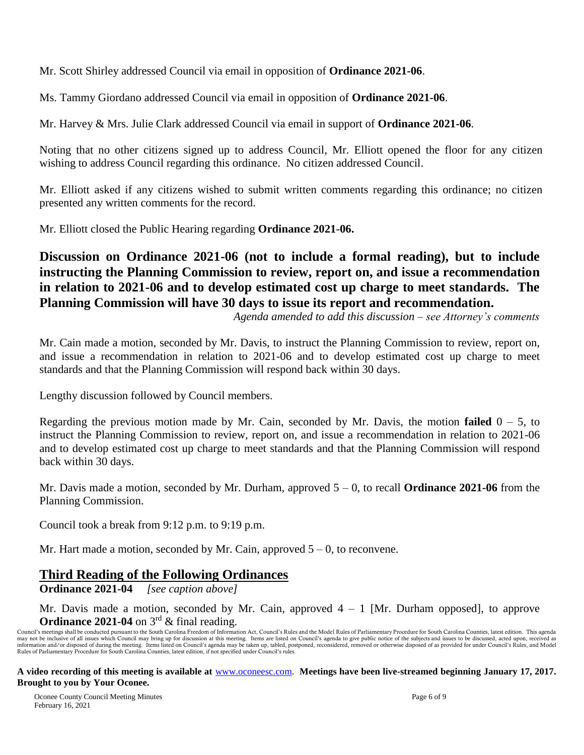Mr. Scott Shirley addressed Council via email in opposition of **Ordinance 2021-06**.

Ms. Tammy Giordano addressed Council via email in opposition of **Ordinance 2021-06**.

Mr. Harvey & Mrs. Julie Clark addressed Council via email in support of **Ordinance 2021-06**.

Noting that no other citizens signed up to address Council, Mr. Elliott opened the floor for any citizen wishing to address Council regarding this ordinance. No citizen addressed Council.

Mr. Elliott asked if any citizens wished to submit written comments regarding this ordinance; no citizen presented any written comments for the record.

Mr. Elliott closed the Public Hearing regarding **Ordinance 2021-06.**

## Discussion on Ordinance 2021-06 (not to include a formal reading), but to include instructing the Planning Commission to review, report on, and issue a recommendation in relation to 2021-06 and to develop estimated cost up charge to meet standards. The Planning Commission will have 30 days to issue its report and recommendation.

*Agenda amended to add this discussion – see Attorney's comments*

Mr. Cain made a motion, seconded by Mr. Davis, to instruct the Planning Commission to review, report on, and issue a recommendation in relation to 2021-06 and to develop estimated cost up charge to meet standards and that the Planning Commission will respond back within 30 days.

Lengthy discussion followed by Council members.

Regarding the previous motion made by Mr. Cain, seconded by Mr. Davis, the motion **failed** 0 – 5, to instruct the Planning Commission to review, report on, and issue a recommendation in relation to 2021-06 and to develop estimated cost up charge to meet standards and that the Planning Commission will respond back within 30 days.

Mr. Davis made a motion, seconded by Mr. Durham, approved 5 – 0, to recall **Ordinance 2021-06** from the Planning Commission.

Council took a break from 9:12 p.m. to 9:19 p.m.

Mr. Hart made a motion, seconded by Mr. Cain, approved 5 – 0, to reconvene.

## Third Reading of the Following Ordinances

**Ordinance 2021-04** *[see caption above]*

Mr. Davis made a motion, seconded by Mr. Cain, approved 4 – 1 [Mr. Durham opposed], to approve **Ordinance 2021-04** on 3rd & final reading.

Council's meetings shall be conducted pursuant to the South Carolina Freedom of Information Act, Council's Rules and the Model Rules of Parliamentary Procedure for South Carolina Counties, latest edition. This agenda may not be inclusive of all issues which Council may bring up for discussion at this meeting. Items are listed on Council's agenda to give public notice of the subjects and issues to be discussed, acted upon, received as information and/or disposed of during the meeting. Items listed on Council's agenda may be taken up, tabled, postponed, reconsidered, removed or otherwise disposed of as provided for under Council's Rules, and Model Rules of Parliamentary Procedure for South Carolina Counties, latest edition, if not specified under Council's rules.

**A video recording of this meeting is available at** www.oconeesc.com. **Meetings have been live-streamed beginning January 17, 2017. Brought to you by Your Oconee.**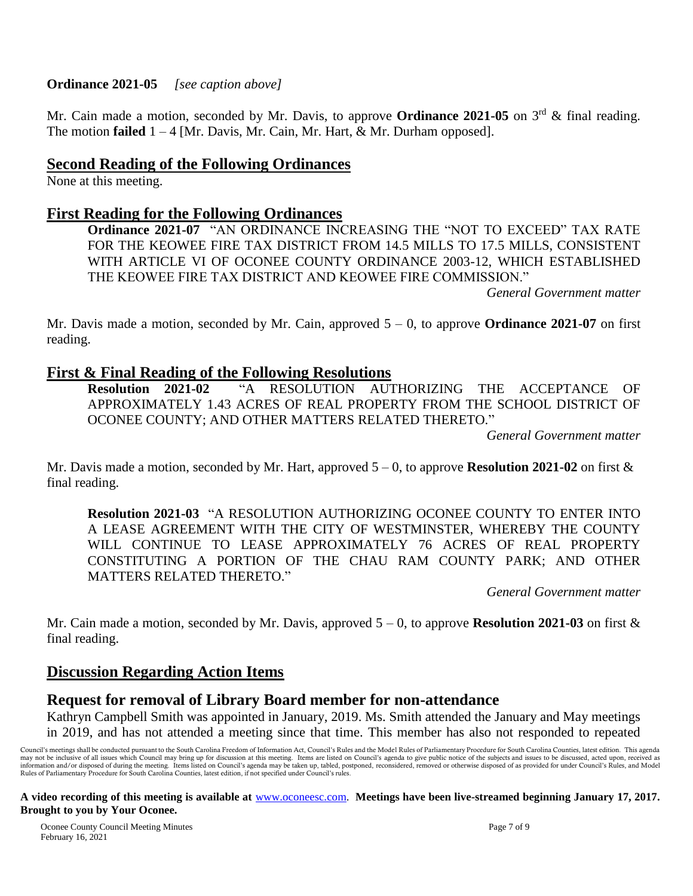**Ordinance 2021-05** *[see caption above]*

Mr. Cain made a motion, seconded by Mr. Davis, to approve **Ordinance 2021-05** on 3rd & final reading. The motion **failed** 1 – 4 [Mr. Davis, Mr. Cain, Mr. Hart, & Mr. Durham opposed].

## Second Reading of the Following Ordinances

None at this meeting.

## First Reading for the Following Ordinances

**Ordinance 2021-07** "AN ORDINANCE INCREASING THE "NOT TO EXCEED" TAX RATE FOR THE KEOWEE FIRE TAX DISTRICT FROM 14.5 MILLS TO 17.5 MILLS, CONSISTENT WITH ARTICLE VI OF OCONEE COUNTY ORDINANCE 2003-12, WHICH ESTABLISHED THE KEOWEE FIRE TAX DISTRICT AND KEOWEE FIRE COMMISSION."

*General Government matter*

Mr. Davis made a motion, seconded by Mr. Cain, approved 5 – 0, to approve **Ordinance 2021-07** on first reading.

## First & Final Reading of the Following Resolutions

**Resolution 2021-02** "A RESOLUTION AUTHORIZING THE ACCEPTANCE OF APPROXIMATELY 1.43 ACRES OF REAL PROPERTY FROM THE SCHOOL DISTRICT OF OCONEE COUNTY; AND OTHER MATTERS RELATED THERETO."

*General Government matter*

Mr. Davis made a motion, seconded by Mr. Hart, approved 5 – 0, to approve **Resolution 2021-02** on first & final reading.

**Resolution 2021-03** "A RESOLUTION AUTHORIZING OCONEE COUNTY TO ENTER INTO A LEASE AGREEMENT WITH THE CITY OF WESTMINSTER, WHEREBY THE COUNTY WILL CONTINUE TO LEASE APPROXIMATELY 76 ACRES OF REAL PROPERTY CONSTITUTING A PORTION OF THE CHAU RAM COUNTY PARK; AND OTHER MATTERS RELATED THERETO."

*General Government matter*

Mr. Cain made a motion, seconded by Mr. Davis, approved 5 – 0, to approve **Resolution 2021-03** on first & final reading.

## Discussion Regarding Action Items

### Request for removal of Library Board member for non-attendance

Kathryn Campbell Smith was appointed in January, 2019. Ms. Smith attended the January and May meetings in 2019, and has not attended a meeting since that time. This member has also not responded to repeated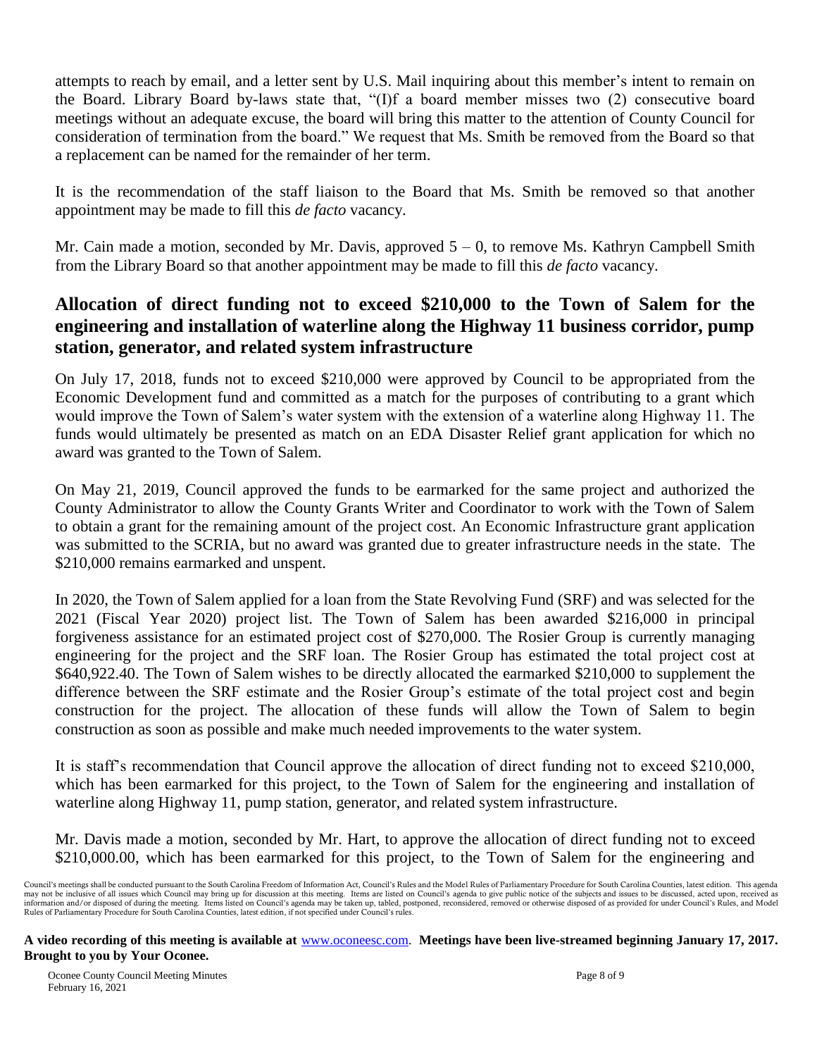attempts to reach by email, and a letter sent by U.S. Mail inquiring about this member's intent to remain on the Board. Library Board by-laws state that, "(I)f a board member misses two (2) consecutive board meetings without an adequate excuse, the board will bring this matter to the attention of County Council for consideration of termination from the board." We request that Ms. Smith be removed from the Board so that a replacement can be named for the remainder of her term.

It is the recommendation of the staff liaison to the Board that Ms. Smith be removed so that another appointment may be made to fill this *de facto* vacancy.

Mr. Cain made a motion, seconded by Mr. Davis, approved 5 – 0, to remove Ms. Kathryn Campbell Smith from the Library Board so that another appointment may be made to fill this *de facto* vacancy.

## Allocation of direct funding not to exceed $210,000 to the Town of Salem for the engineering and installation of waterline along the Highway 11 business corridor, pump station, generator, and related system infrastructure

On July 17, 2018, funds not to exceed $210,000 were approved by Council to be appropriated from the Economic Development fund and committed as a match for the purposes of contributing to a grant which would improve the Town of Salem's water system with the extension of a waterline along Highway 11. The funds would ultimately be presented as match on an EDA Disaster Relief grant application for which no award was granted to the Town of Salem.

On May 21, 2019, Council approved the funds to be earmarked for the same project and authorized the County Administrator to allow the County Grants Writer and Coordinator to work with the Town of Salem to obtain a grant for the remaining amount of the project cost. An Economic Infrastructure grant application was submitted to the SCRIA, but no award was granted due to greater infrastructure needs in the state. The $210,000 remains earmarked and unspent.

In 2020, the Town of Salem applied for a loan from the State Revolving Fund (SRF) and was selected for the 2021 (Fiscal Year 2020) project list. The Town of Salem has been awarded $216,000 in principal forgiveness assistance for an estimated project cost of $270,000. The Rosier Group is currently managing engineering for the project and the SRF loan. The Rosier Group has estimated the total project cost at $640,922.40. The Town of Salem wishes to be directly allocated the earmarked $210,000 to supplement the difference between the SRF estimate and the Rosier Group's estimate of the total project cost and begin construction for the project. The allocation of these funds will allow the Town of Salem to begin construction as soon as possible and make much needed improvements to the water system.

It is staff's recommendation that Council approve the allocation of direct funding not to exceed $210,000, which has been earmarked for this project, to the Town of Salem for the engineering and installation of waterline along Highway 11, pump station, generator, and related system infrastructure.

Mr. Davis made a motion, seconded by Mr. Hart, to approve the allocation of direct funding not to exceed $210,000.00, which has been earmarked for this project, to the Town of Salem for the engineering and

Council's meetings shall be conducted pursuant to the South Carolina Freedom of Information Act, Council's Rules and the Model Rules of Parliamentary Procedure for South Carolina Counties, latest edition. This agenda may not be inclusive of all issues which Council may bring up for discussion at this meeting. Items are listed on Council's agenda to give public notice of the subjects and issues to be discussed, acted upon, received as information and/or disposed of during the meeting. Items listed on Council's agenda may be taken up, tabled, postponed, reconsidered, removed or otherwise disposed of as provided for under Council's Rules, and Model Rules of Parliamentary Procedure for South Carolina Counties, latest edition, if not specified under Council's rules.

**A video recording of this meeting is available at** www.oconeesc.com. **Meetings have been live-streamed beginning January 17, 2017. Brought to you by Your Oconee.**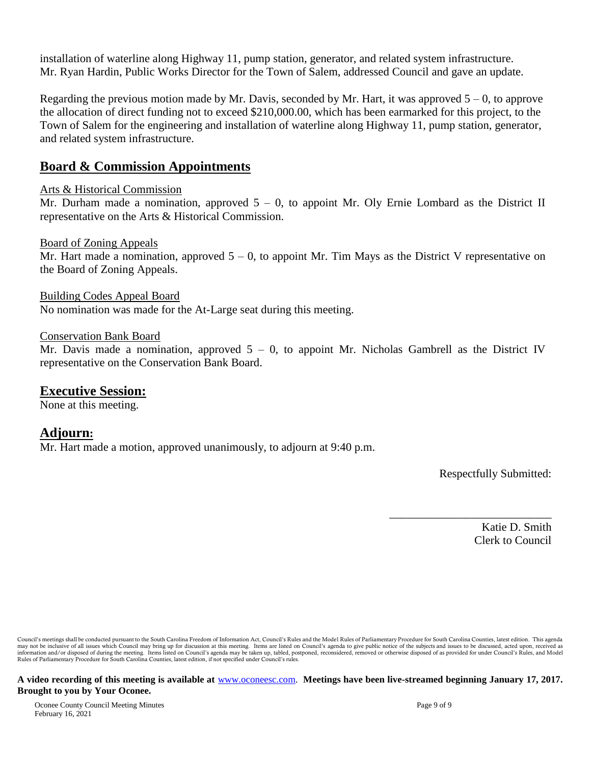installation of waterline along Highway 11, pump station, generator, and related system infrastructure. Mr. Ryan Hardin, Public Works Director for the Town of Salem, addressed Council and gave an update.

Regarding the previous motion made by Mr. Davis, seconded by Mr. Hart, it was approved 5 – 0, to approve the allocation of direct funding not to exceed $210,000.00, which has been earmarked for this project, to the Town of Salem for the engineering and installation of waterline along Highway 11, pump station, generator, and related system infrastructure.

## Board & Commission Appointments

Arts & Historical Commission

Mr. Durham made a nomination, approved 5 – 0, to appoint Mr. Oly Ernie Lombard as the District II representative on the Arts & Historical Commission.

Board of Zoning Appeals

Mr. Hart made a nomination, approved 5 – 0, to appoint Mr. Tim Mays as the District V representative on the Board of Zoning Appeals.

Building Codes Appeal Board

No nomination was made for the At-Large seat during this meeting.

Conservation Bank Board

Mr. Davis made a nomination, approved 5 – 0, to appoint Mr. Nicholas Gambrell as the District IV representative on the Conservation Bank Board.

## Executive Session:

None at this meeting.

## Adjourn:

Mr. Hart made a motion, approved unanimously, to adjourn at 9:40 p.m.

Respectfully Submitted:

\_\_\_\_\_\_\_\_\_\_\_\_\_\_\_\_\_\_\_\_\_\_\_\_\_\_\_\_\_\_

Katie D. Smith
Clerk to Council

Council's meetings shall be conducted pursuant to the South Carolina Freedom of Information Act, Council's Rules and the Model Rules of Parliamentary Procedure for South Carolina Counties, latest edition. This agenda may not be inclusive of all issues which Council may bring up for discussion at this meeting. Items are listed on Council's agenda to give public notice of the subjects and issues to be discussed, acted upon, received as information and/or disposed of during the meeting. Items listed on Council's agenda may be taken up, tabled, postponed, reconsidered, removed or otherwise disposed of as provided for under Council's Rules, and Model Rules of Parliamentary Procedure for South Carolina Counties, latest edition, if not specified under Council's rules.

**A video recording of this meeting is available at** www.oconeesc.com. **Meetings have been live-streamed beginning January 17, 2017. Brought to you by Your Oconee.**